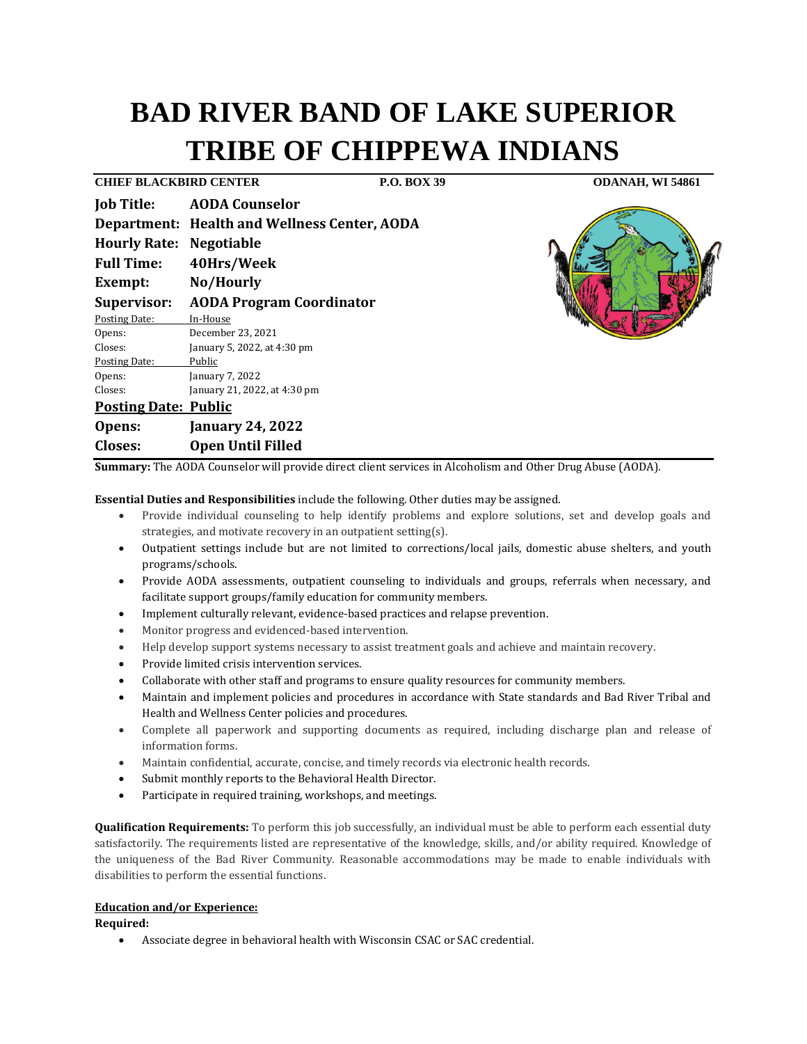# BAD RIVER BAND OF LAKE SUPERIOR TRIBE OF CHIPPEWA INDIANS

**CHIEF BLACKBIRD CENTER** | **P.O. BOX 39** | **ODANAH, WI 54861**

**Job Title:** **AODA Counselor**
**Department:** **Health and Wellness Center, AODA**
**Hourly Rate:** **Negotiable**
**Full Time:** **40Hrs/Week**
**Exempt:** **No/Hourly**
**Supervisor:** **AODA Program Coordinator**

Posting Date: In-House
Opens: December 23, 2021
Closes: January 5, 2022, at 4:30 pm

Posting Date: Public
Opens: January 7, 2022
Closes: January 21, 2022, at 4:30 pm

**Posting Date: Public**
**Opens:** **January 24, 2022**
**Closes:** **Open Until Filled**

**Summary:** The AODA Counselor will provide direct client services in Alcoholism and Other Drug Abuse (AODA).

**Essential Duties and Responsibilities** include the following. Other duties may be assigned.

- Provide individual counseling to help identify problems and explore solutions, set and develop goals and strategies, and motivate recovery in an outpatient setting(s).
- Outpatient settings include but are not limited to corrections/local jails, domestic abuse shelters, and youth programs/schools.
- Provide AODA assessments, outpatient counseling to individuals and groups, referrals when necessary, and facilitate support groups/family education for community members.
- Implement culturally relevant, evidence-based practices and relapse prevention.
- Monitor progress and evidenced-based intervention.
- Help develop support systems necessary to assist treatment goals and achieve and maintain recovery.
- Provide limited crisis intervention services.
- Collaborate with other staff and programs to ensure quality resources for community members.
- Maintain and implement policies and procedures in accordance with State standards and Bad River Tribal and Health and Wellness Center policies and procedures.
- Complete all paperwork and supporting documents as required, including discharge plan and release of information forms.
- Maintain confidential, accurate, concise, and timely records via electronic health records.
- Submit monthly reports to the Behavioral Health Director.
- Participate in required training, workshops, and meetings.

**Qualification Requirements:** To perform this job successfully, an individual must be able to perform each essential duty satisfactorily. The requirements listed are representative of the knowledge, skills, and/or ability required. Knowledge of the uniqueness of the Bad River Community. Reasonable accommodations may be made to enable individuals with disabilities to perform the essential functions.

**Education and/or Experience:**

**Required:**

- Associate degree in behavioral health with Wisconsin CSAC or SAC credential.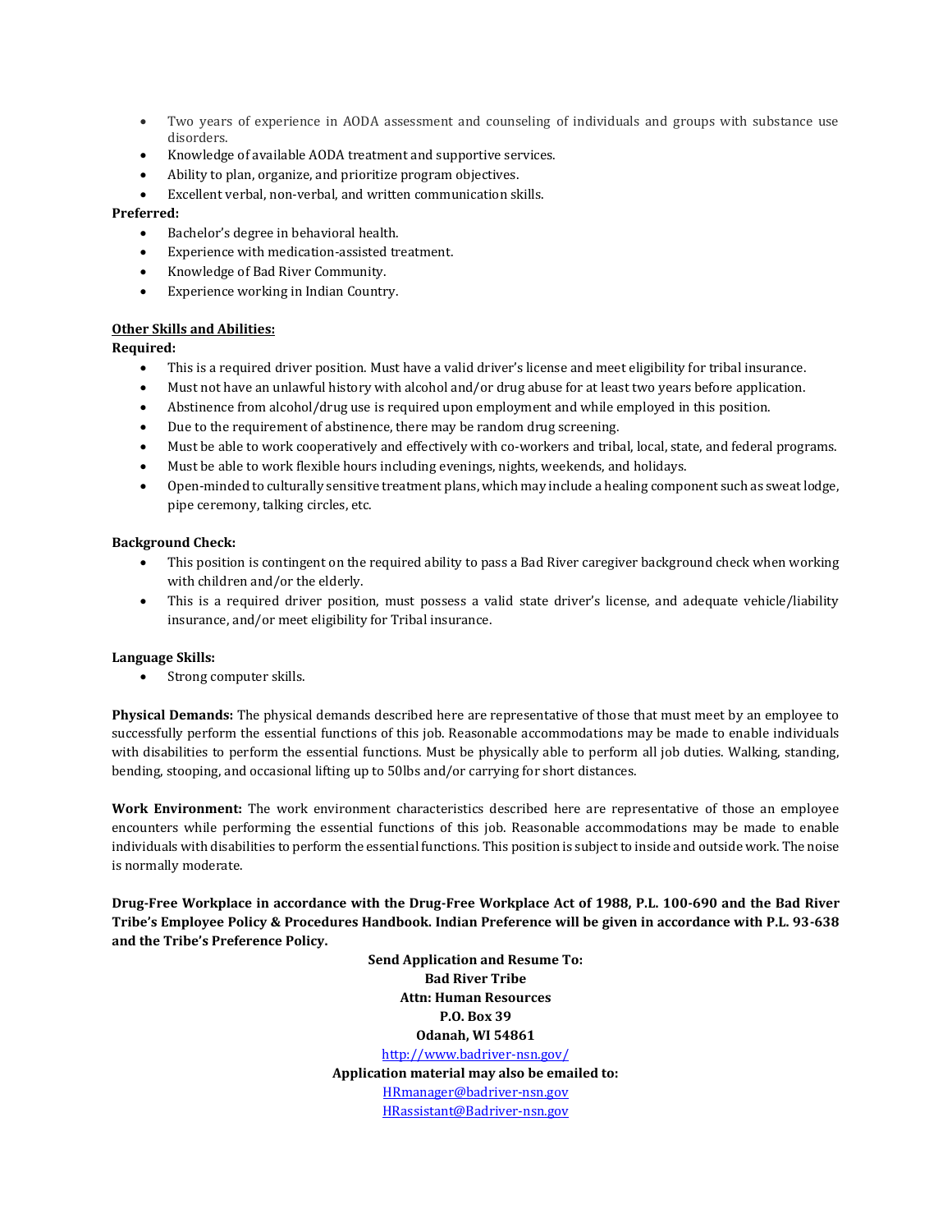- Two years of experience in AODA assessment and counseling of individuals and groups with substance use disorders.
- Knowledge of available AODA treatment and supportive services.
- Ability to plan, organize, and prioritize program objectives.
- Excellent verbal, non-verbal, and written communication skills.

**Preferred:**

- Bachelor's degree in behavioral health.
- Experience with medication-assisted treatment.
- Knowledge of Bad River Community.
- Experience working in Indian Country.

**Other Skills and Abilities:**

**Required:**

- This is a required driver position. Must have a valid driver's license and meet eligibility for tribal insurance.
- Must not have an unlawful history with alcohol and/or drug abuse for at least two years before application.
- Abstinence from alcohol/drug use is required upon employment and while employed in this position.
- Due to the requirement of abstinence, there may be random drug screening.
- Must be able to work cooperatively and effectively with co-workers and tribal, local, state, and federal programs.
- Must be able to work flexible hours including evenings, nights, weekends, and holidays.
- Open-minded to culturally sensitive treatment plans, which may include a healing component such as sweat lodge, pipe ceremony, talking circles, etc.

**Background Check:**

- This position is contingent on the required ability to pass a Bad River caregiver background check when working with children and/or the elderly.
- This is a required driver position, must possess a valid state driver's license, and adequate vehicle/liability insurance, and/or meet eligibility for Tribal insurance.

**Language Skills:**

- Strong computer skills.

**Physical Demands:** The physical demands described here are representative of those that must meet by an employee to successfully perform the essential functions of this job. Reasonable accommodations may be made to enable individuals with disabilities to perform the essential functions. Must be physically able to perform all job duties. Walking, standing, bending, stooping, and occasional lifting up to 50lbs and/or carrying for short distances.

**Work Environment:** The work environment characteristics described here are representative of those an employee encounters while performing the essential functions of this job. Reasonable accommodations may be made to enable individuals with disabilities to perform the essential functions. This position is subject to inside and outside work. The noise is normally moderate.

**Drug-Free Workplace in accordance with the Drug-Free Workplace Act of 1988, P.L. 100-690 and the Bad River Tribe's Employee Policy & Procedures Handbook. Indian Preference will be given in accordance with P.L. 93-638 and the Tribe's Preference Policy.**

**Send Application and Resume To:**
**Bad River Tribe**
**Attn: Human Resources**
**P.O. Box 39**
**Odanah, WI 54861**
http://www.badriver-nsn.gov/
**Application material may also be emailed to:**
HRmanager@badriver-nsn.gov
HRassistant@Badriver-nsn.gov